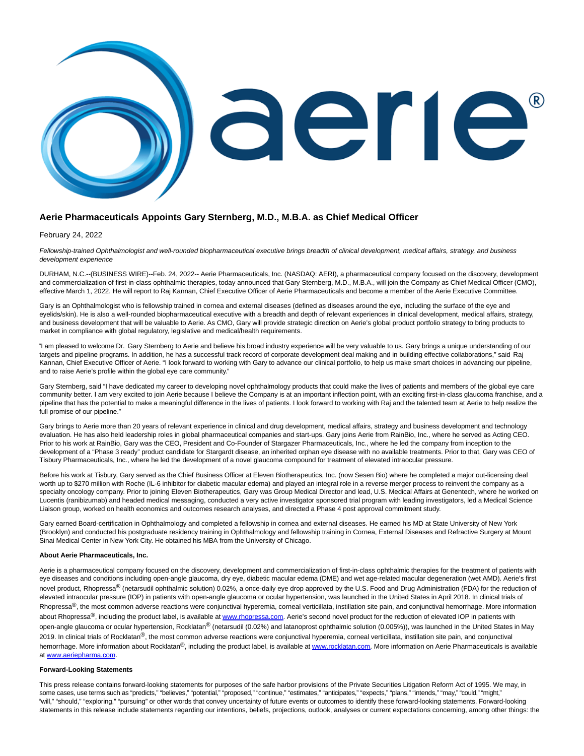# Aerie Pharmaceuticals Appoints Gary Sternberg, M.D., M.B.A. as Chief Medical Officer

February 24, 2022

*Fellowship-trained Ophthalmologist and well-rounded biopharmaceutical executive brings breadth of clinical development, medical affairs, strategy, and business development experience*

DURHAM, N.C.--(BUSINESS WIRE)--Feb. 24, 2022-- Aerie Pharmaceuticals, Inc. (NASDAQ: AERI), a pharmaceutical company focused on the discovery, development and commercialization of first-in-class ophthalmic therapies, today announced that Gary Sternberg, M.D., M.B.A., will join the Company as Chief Medical Officer (CMO), effective March 1, 2022. He will report to Raj Kannan, Chief Executive Officer of Aerie Pharmaceuticals and become a member of the Aerie Executive Committee.

Gary is an Ophthalmologist who is fellowship trained in cornea and external diseases (defined as diseases around the eye, including the surface of the eye and eyelids/skin). He is also a well-rounded biopharmaceutical executive with a breadth and depth of relevant experiences in clinical development, medical affairs, strategy, and business development that will be valuable to Aerie. As CMO, Gary will provide strategic direction on Aerie's global product portfolio strategy to bring products to market in compliance with global regulatory, legislative and medical/health requirements.

"I am pleased to welcome Dr. Gary Sternberg to Aerie and believe his broad industry experience will be very valuable to us. Gary brings a unique understanding of our targets and pipeline programs. In addition, he has a successful track record of corporate development deal making and in building effective collaborations," said Raj Kannan, Chief Executive Officer of Aerie. "I look forward to working with Gary to advance our clinical portfolio, to help us make smart choices in advancing our pipeline, and to raise Aerie's profile within the global eye care community."

Gary Sternberg, said "I have dedicated my career to developing novel ophthalmology products that could make the lives of patients and members of the global eye care community better. I am very excited to join Aerie because I believe the Company is at an important inflection point, with an exciting first-in-class glaucoma franchise, and a pipeline that has the potential to make a meaningful difference in the lives of patients. I look forward to working with Raj and the talented team at Aerie to help realize the full promise of our pipeline."

Gary brings to Aerie more than 20 years of relevant experience in clinical and drug development, medical affairs, strategy and business development and technology evaluation. He has also held leadership roles in global pharmaceutical companies and start-ups. Gary joins Aerie from RainBio, Inc., where he served as Acting CEO. Prior to his work at RainBio, Gary was the CEO, President and Co-Founder of Stargazer Pharmaceuticals, Inc., where he led the company from inception to the development of a "Phase 3 ready" product candidate for Stargardt disease, an inherited orphan eye disease with no available treatments. Prior to that, Gary was CEO of Tisbury Pharmaceuticals, Inc., where he led the development of a novel glaucoma compound for treatment of elevated intraocular pressure.

Before his work at Tisbury, Gary served as the Chief Business Officer at Eleven Biotherapeutics, Inc. (now Sesen Bio) where he completed a major out-licensing deal worth up to $270 million with Roche (IL-6 inhibitor for diabetic macular edema) and played an integral role in a reverse merger process to reinvent the company as a specialty oncology company. Prior to joining Eleven Biotherapeutics, Gary was Group Medical Director and lead, U.S. Medical Affairs at Genentech, where he worked on Lucentis (ranibizumab) and headed medical messaging, conducted a very active investigator sponsored trial program with leading investigators, led a Medical Science Liaison group, worked on health economics and outcomes research analyses, and directed a Phase 4 post approval commitment study.

Gary earned Board-certification in Ophthalmology and completed a fellowship in cornea and external diseases. He earned his MD at State University of New York (Brooklyn) and conducted his postgraduate residency training in Ophthalmology and fellowship training in Cornea, External Diseases and Refractive Surgery at Mount Sinai Medical Center in New York City. He obtained his MBA from the University of Chicago.

**About Aerie Pharmaceuticals, Inc.**

Aerie is a pharmaceutical company focused on the discovery, development and commercialization of first-in-class ophthalmic therapies for the treatment of patients with eye diseases and conditions including open-angle glaucoma, dry eye, diabetic macular edema (DME) and wet age-related macular degeneration (wet AMD). Aerie's first novel product, Rhopressa® (netarsudil ophthalmic solution) 0.02%, a once-daily eye drop approved by the U.S. Food and Drug Administration (FDA) for the reduction of elevated intraocular pressure (IOP) in patients with open-angle glaucoma or ocular hypertension, was launched in the United States in April 2018. In clinical trials of Rhopressa®, the most common adverse reactions were conjunctival hyperemia, corneal verticillata, instillation site pain, and conjunctival hemorrhage. More information about Rhopressa®, including the product label, is available at www.rhopressa.com. Aerie's second novel product for the reduction of elevated IOP in patients with open-angle glaucoma or ocular hypertension, Rocklatan® (netarsudil (0.02%) and latanoprost ophthalmic solution (0.005%)), was launched in the United States in May 2019. In clinical trials of Rocklatan®, the most common adverse reactions were conjunctival hyperemia, corneal verticillata, instillation site pain, and conjunctival hemorrhage. More information about Rocklatan®, including the product label, is available at www.rocklatan.com. More information on Aerie Pharmaceuticals is available at www.aeriepharma.com.

**Forward-Looking Statements**

This press release contains forward-looking statements for purposes of the safe harbor provisions of the Private Securities Litigation Reform Act of 1995. We may, in some cases, use terms such as "predicts," "believes," "potential," "proposed," "continue," "estimates," "anticipates," "expects," "plans," "intends," "may," "could," "might," "will," "should," "exploring," "pursuing" or other words that convey uncertainty of future events or outcomes to identify these forward-looking statements. Forward-looking statements in this release include statements regarding our intentions, beliefs, projections, outlook, analyses or current expectations concerning, among other things: the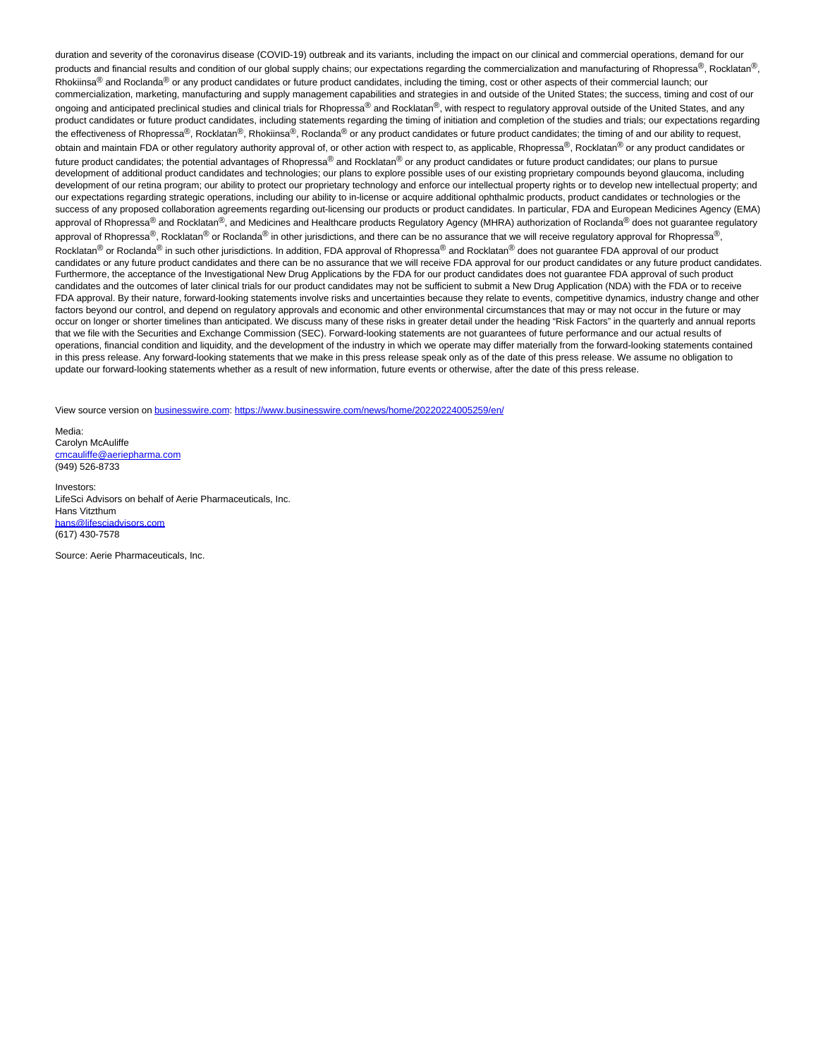duration and severity of the coronavirus disease (COVID-19) outbreak and its variants, including the impact on our clinical and commercial operations, demand for our products and financial results and condition of our global supply chains; our expectations regarding the commercialization and manufacturing of Rhopressa®, Rocklatan®, Rhokiinsa® and Roclanda® or any product candidates or future product candidates, including the timing, cost or other aspects of their commercial launch; our commercialization, marketing, manufacturing and supply management capabilities and strategies in and outside of the United States; the success, timing and cost of our ongoing and anticipated preclinical studies and clinical trials for Rhopressa® and Rocklatan®, with respect to regulatory approval outside of the United States, and any product candidates or future product candidates, including statements regarding the timing of initiation and completion of the studies and trials; our expectations regarding the effectiveness of Rhopressa®, Rocklatan®, Rhokiinsa®, Roclanda® or any product candidates or future product candidates; the timing of and our ability to request, obtain and maintain FDA or other regulatory authority approval of, or other action with respect to, as applicable, Rhopressa®, Rocklatan® or any product candidates or future product candidates; the potential advantages of Rhopressa® and Rocklatan® or any product candidates or future product candidates; our plans to pursue development of additional product candidates and technologies; our plans to explore possible uses of our existing proprietary compounds beyond glaucoma, including development of our retina program; our ability to protect our proprietary technology and enforce our intellectual property rights or to develop new intellectual property; and our expectations regarding strategic operations, including our ability to in-license or acquire additional ophthalmic products, product candidates or technologies or the success of any proposed collaboration agreements regarding out-licensing our products or product candidates. In particular, FDA and European Medicines Agency (EMA) approval of Rhopressa® and Rocklatan®, and Medicines and Healthcare products Regulatory Agency (MHRA) authorization of Roclanda® does not guarantee regulatory approval of Rhopressa®, Rocklatan® or Roclanda® in other jurisdictions, and there can be no assurance that we will receive regulatory approval for Rhopressa®, Rocklatan® or Roclanda® in such other jurisdictions. In addition, FDA approval of Rhopressa® and Rocklatan® does not guarantee FDA approval of our product candidates or any future product candidates and there can be no assurance that we will receive FDA approval for our product candidates or any future product candidates. Furthermore, the acceptance of the Investigational New Drug Applications by the FDA for our product candidates does not guarantee FDA approval of such product candidates and the outcomes of later clinical trials for our product candidates may not be sufficient to submit a New Drug Application (NDA) with the FDA or to receive FDA approval. By their nature, forward-looking statements involve risks and uncertainties because they relate to events, competitive dynamics, industry change and other factors beyond our control, and depend on regulatory approvals and economic and other environmental circumstances that may or may not occur in the future or may occur on longer or shorter timelines than anticipated. We discuss many of these risks in greater detail under the heading "Risk Factors" in the quarterly and annual reports that we file with the Securities and Exchange Commission (SEC). Forward-looking statements are not guarantees of future performance and our actual results of operations, financial condition and liquidity, and the development of the industry in which we operate may differ materially from the forward-looking statements contained in this press release. Any forward-looking statements that we make in this press release speak only as of the date of this press release. We assume no obligation to update our forward-looking statements whether as a result of new information, future events or otherwise, after the date of this press release.

View source version on businesswire.com: https://www.businesswire.com/news/home/20220224005259/en/

Media:
Carolyn McAuliffe
cmcauliffe@aeriepharma.com
(949) 526-8733

Investors:
LifeSci Advisors on behalf of Aerie Pharmaceuticals, Inc.
Hans Vitzthum
hans@lifesciadvisors.com
(617) 430-7578

Source: Aerie Pharmaceuticals, Inc.